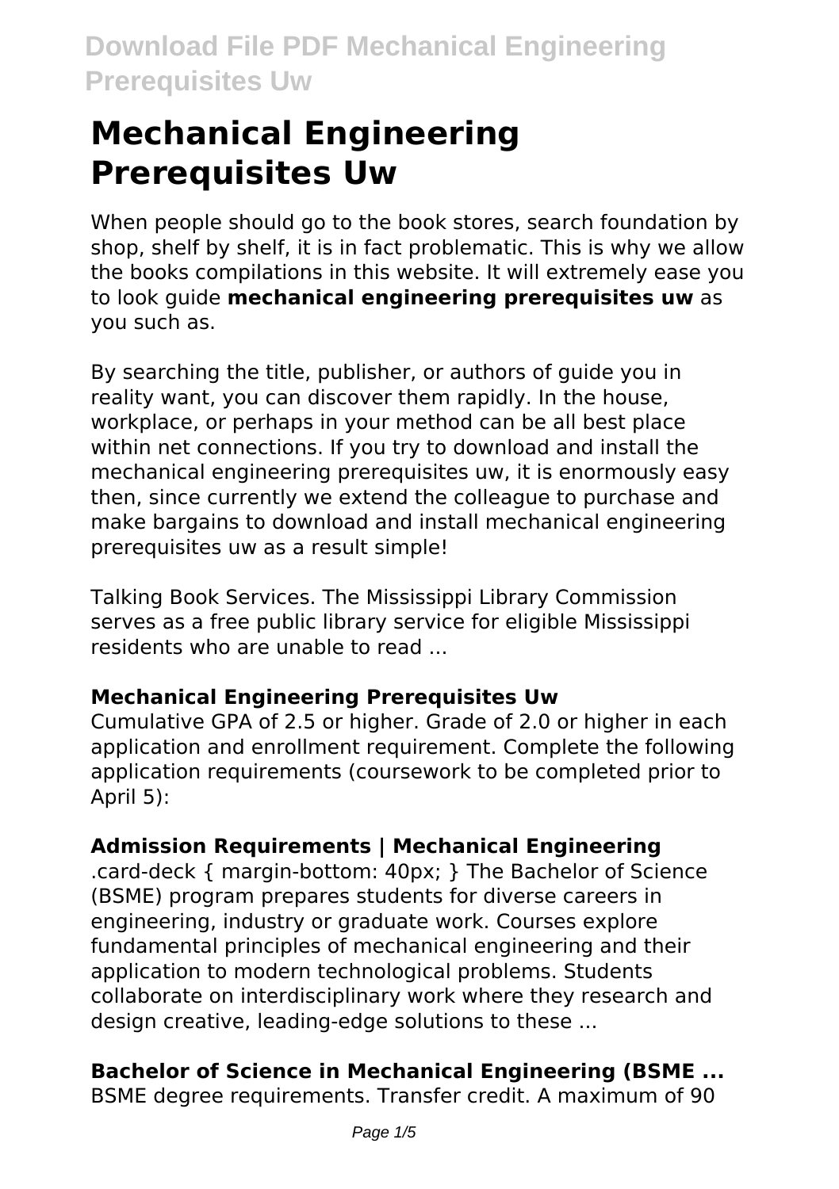# Mechanical Engineering Prerequisites Uw

When people should go to the book stores, search foundation by shop, shelf by shelf, it is in fact problematic. This is why we allow the books compilations in this website. It will extremely ease you to look guide **mechanical engineering prerequisites uw** as you such as.

By searching the title, publisher, or authors of guide you in reality want, you can discover them rapidly. In the house, workplace, or perhaps in your method can be all best place within net connections. If you try to download and install the mechanical engineering prerequisites uw, it is enormously easy then, since currently we extend the colleague to purchase and make bargains to download and install mechanical engineering prerequisites uw as a result simple!

Talking Book Services. The Mississippi Library Commission serves as a free public library service for eligible Mississippi residents who are unable to read ...

### Mechanical Engineering Prerequisites Uw

Cumulative GPA of 2.5 or higher. Grade of 2.0 or higher in each application and enrollment requirement. Complete the following application requirements (coursework to be completed prior to April 5):

### Admission Requirements | Mechanical Engineering

.card-deck { margin-bottom: 40px; } The Bachelor of Science (BSME) program prepares students for diverse careers in engineering, industry or graduate work. Courses explore fundamental principles of mechanical engineering and their application to modern technological problems. Students collaborate on interdisciplinary work where they research and design creative, leading-edge solutions to these ...

### Bachelor of Science in Mechanical Engineering (BSME ...

BSME degree requirements. Transfer credit. A maximum of 90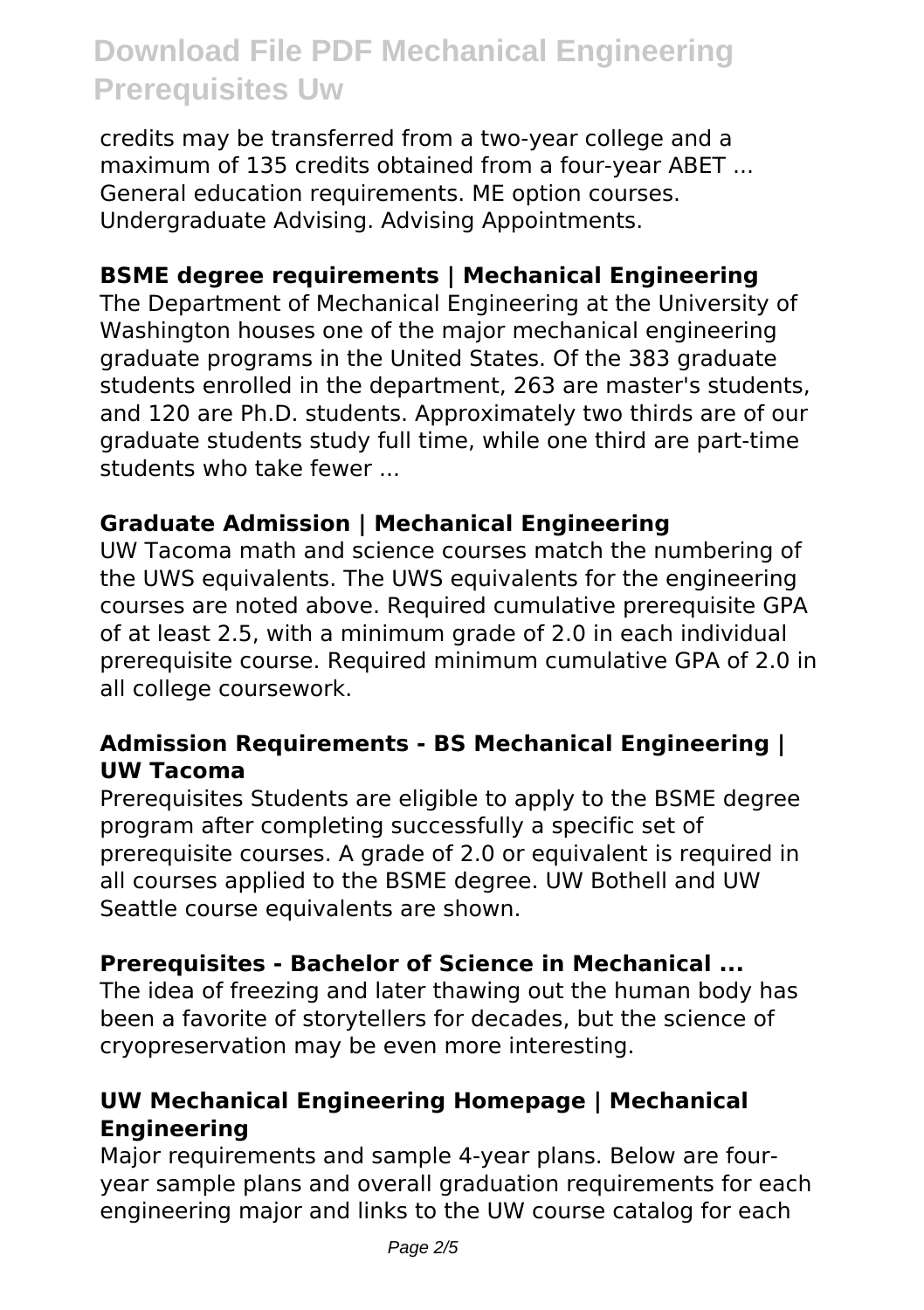credits may be transferred from a two-year college and a maximum of 135 credits obtained from a four-year ABET ... General education requirements. ME option courses. Undergraduate Advising. Advising Appointments.

### BSME degree requirements | Mechanical Engineering

The Department of Mechanical Engineering at the University of Washington houses one of the major mechanical engineering graduate programs in the United States. Of the 383 graduate students enrolled in the department, 263 are master's students, and 120 are Ph.D. students. Approximately two thirds are of our graduate students study full time, while one third are part-time students who take fewer ...

### Graduate Admission | Mechanical Engineering

UW Tacoma math and science courses match the numbering of the UWS equivalents. The UWS equivalents for the engineering courses are noted above. Required cumulative prerequisite GPA of at least 2.5, with a minimum grade of 2.0 in each individual prerequisite course. Required minimum cumulative GPA of 2.0 in all college coursework.

### Admission Requirements - BS Mechanical Engineering | UW Tacoma

Prerequisites Students are eligible to apply to the BSME degree program after completing successfully a specific set of prerequisite courses. A grade of 2.0 or equivalent is required in all courses applied to the BSME degree. UW Bothell and UW Seattle course equivalents are shown.

### Prerequisites - Bachelor of Science in Mechanical ...

The idea of freezing and later thawing out the human body has been a favorite of storytellers for decades, but the science of cryopreservation may be even more interesting.

### UW Mechanical Engineering Homepage | Mechanical Engineering

Major requirements and sample 4-year plans. Below are four-year sample plans and overall graduation requirements for each engineering major and links to the UW course catalog for each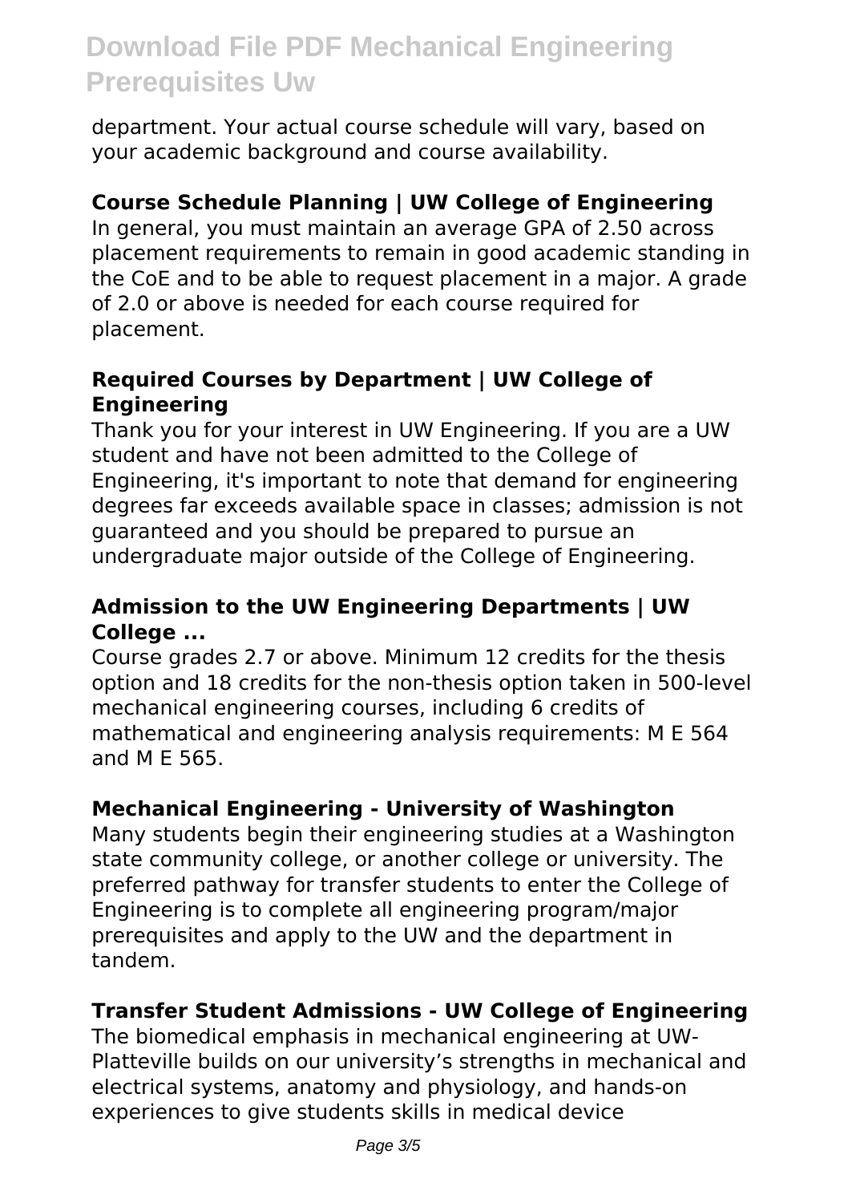department. Your actual course schedule will vary, based on your academic background and course availability.

### Course Schedule Planning | UW College of Engineering

In general, you must maintain an average GPA of 2.50 across placement requirements to remain in good academic standing in the CoE and to be able to request placement in a major. A grade of 2.0 or above is needed for each course required for placement.

### Required Courses by Department | UW College of Engineering

Thank you for your interest in UW Engineering. If you are a UW student and have not been admitted to the College of Engineering, it's important to note that demand for engineering degrees far exceeds available space in classes; admission is not guaranteed and you should be prepared to pursue an undergraduate major outside of the College of Engineering.

### Admission to the UW Engineering Departments | UW College ...

Course grades 2.7 or above. Minimum 12 credits for the thesis option and 18 credits for the non-thesis option taken in 500-level mechanical engineering courses, including 6 credits of mathematical and engineering analysis requirements: M E 564 and M E 565.

### Mechanical Engineering - University of Washington

Many students begin their engineering studies at a Washington state community college, or another college or university. The preferred pathway for transfer students to enter the College of Engineering is to complete all engineering program/major prerequisites and apply to the UW and the department in tandem.

### Transfer Student Admissions - UW College of Engineering

The biomedical emphasis in mechanical engineering at UW-Platteville builds on our university's strengths in mechanical and electrical systems, anatomy and physiology, and hands-on experiences to give students skills in medical device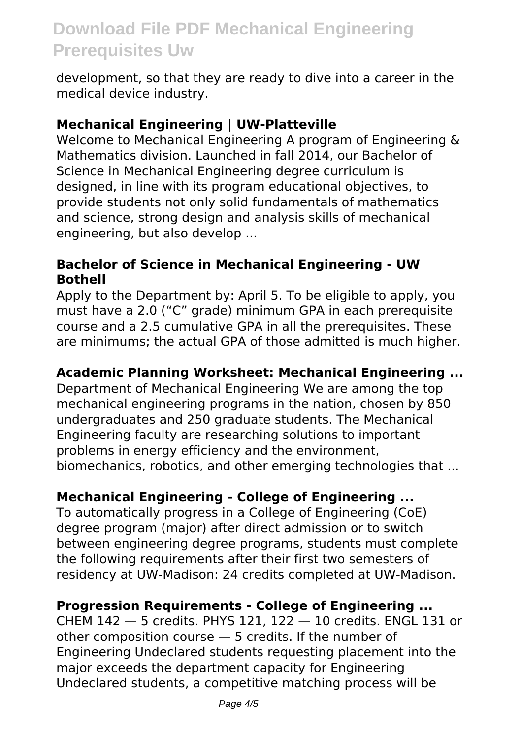development, so that they are ready to dive into a career in the medical device industry.

### Mechanical Engineering | UW-Platteville

Welcome to Mechanical Engineering A program of Engineering & Mathematics division. Launched in fall 2014, our Bachelor of Science in Mechanical Engineering degree curriculum is designed, in line with its program educational objectives, to provide students not only solid fundamentals of mathematics and science, strong design and analysis skills of mechanical engineering, but also develop ...

### Bachelor of Science in Mechanical Engineering - UW Bothell

Apply to the Department by: April 5. To be eligible to apply, you must have a 2.0 ("C" grade) minimum GPA in each prerequisite course and a 2.5 cumulative GPA in all the prerequisites. These are minimums; the actual GPA of those admitted is much higher.

### Academic Planning Worksheet: Mechanical Engineering ...

Department of Mechanical Engineering We are among the top mechanical engineering programs in the nation, chosen by 850 undergraduates and 250 graduate students. The Mechanical Engineering faculty are researching solutions to important problems in energy efficiency and the environment, biomechanics, robotics, and other emerging technologies that ...

### Mechanical Engineering - College of Engineering ...

To automatically progress in a College of Engineering (CoE) degree program (major) after direct admission or to switch between engineering degree programs, students must complete the following requirements after their first two semesters of residency at UW-Madison: 24 credits completed at UW-Madison.

### Progression Requirements - College of Engineering ...

CHEM 142 — 5 credits. PHYS 121, 122 — 10 credits. ENGL 131 or other composition course — 5 credits. If the number of Engineering Undeclared students requesting placement into the major exceeds the department capacity for Engineering Undeclared students, a competitive matching process will be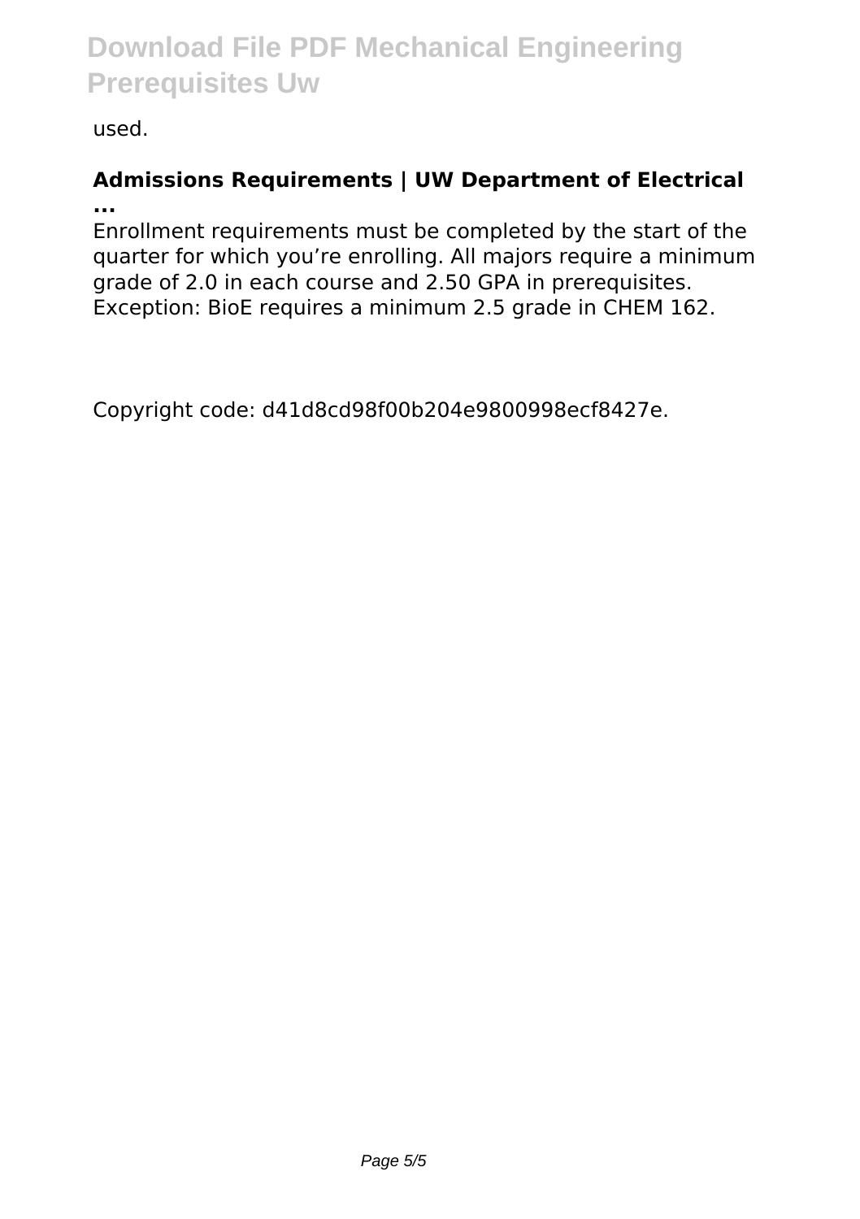used.

### Admissions Requirements | UW Department of Electrical ...

Enrollment requirements must be completed by the start of the quarter for which you're enrolling. All majors require a minimum grade of 2.0 in each course and 2.50 GPA in prerequisites. Exception: BioE requires a minimum 2.5 grade in CHEM 162.

Copyright code: d41d8cd98f00b204e9800998ecf8427e.